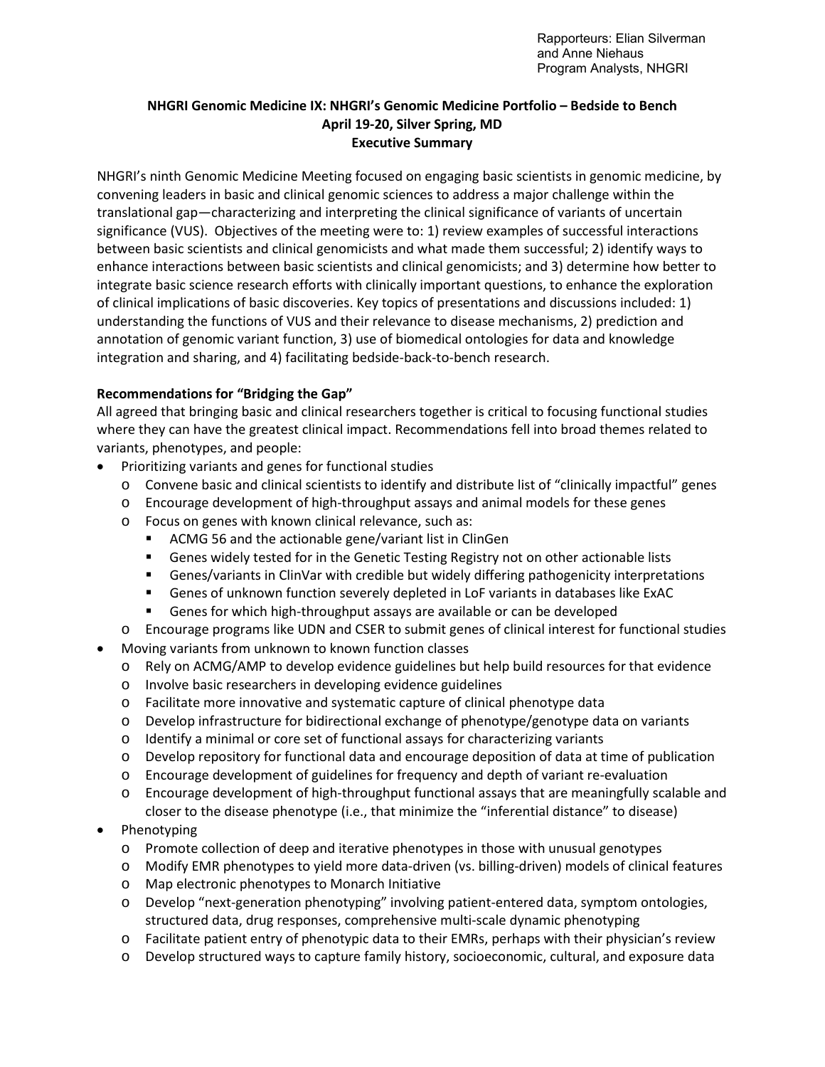Rapporteurs: Elian Silverman
and Anne Niehaus
Program Analysts, NHGRI

# NHGRI Genomic Medicine IX: NHGRI's Genomic Medicine Portfolio – Bedside to Bench
**April 19-20, Silver Spring, MD**
**Executive Summary**

NHGRI's ninth Genomic Medicine Meeting focused on engaging basic scientists in genomic medicine, by convening leaders in basic and clinical genomic sciences to address a major challenge within the translational gap—characterizing and interpreting the clinical significance of variants of uncertain significance (VUS). Objectives of the meeting were to: 1) review examples of successful interactions between basic scientists and clinical genomicists and what made them successful; 2) identify ways to enhance interactions between basic scientists and clinical genomicists; and 3) determine how better to integrate basic science research efforts with clinically important questions, to enhance the exploration of clinical implications of basic discoveries. Key topics of presentations and discussions included: 1) understanding the functions of VUS and their relevance to disease mechanisms, 2) prediction and annotation of genomic variant function, 3) use of biomedical ontologies for data and knowledge integration and sharing, and 4) facilitating bedside-back-to-bench research.

## Recommendations for "Bridging the Gap"

All agreed that bringing basic and clinical researchers together is critical to focusing functional studies where they can have the greatest clinical impact. Recommendations fell into broad themes related to variants, phenotypes, and people:

- Prioritizing variants and genes for functional studies
  - Convene basic and clinical scientists to identify and distribute list of "clinically impactful" genes
  - Encourage development of high-throughput assays and animal models for these genes
  - Focus on genes with known clinical relevance, such as:
    - ACMG 56 and the actionable gene/variant list in ClinGen
    - Genes widely tested for in the Genetic Testing Registry not on other actionable lists
    - Genes/variants in ClinVar with credible but widely differing pathogenicity interpretations
    - Genes of unknown function severely depleted in LoF variants in databases like ExAC
    - Genes for which high-throughput assays are available or can be developed
  - Encourage programs like UDN and CSER to submit genes of clinical interest for functional studies
- Moving variants from unknown to known function classes
  - Rely on ACMG/AMP to develop evidence guidelines but help build resources for that evidence
  - Involve basic researchers in developing evidence guidelines
  - Facilitate more innovative and systematic capture of clinical phenotype data
  - Develop infrastructure for bidirectional exchange of phenotype/genotype data on variants
  - Identify a minimal or core set of functional assays for characterizing variants
  - Develop repository for functional data and encourage deposition of data at time of publication
  - Encourage development of guidelines for frequency and depth of variant re-evaluation
  - Encourage development of high-throughput functional assays that are meaningfully scalable and closer to the disease phenotype (i.e., that minimize the "inferential distance" to disease)
- Phenotyping
  - Promote collection of deep and iterative phenotypes in those with unusual genotypes
  - Modify EMR phenotypes to yield more data-driven (vs. billing-driven) models of clinical features
  - Map electronic phenotypes to Monarch Initiative
  - Develop "next-generation phenotyping" involving patient-entered data, symptom ontologies, structured data, drug responses, comprehensive multi-scale dynamic phenotyping
  - Facilitate patient entry of phenotypic data to their EMRs, perhaps with their physician's review
  - Develop structured ways to capture family history, socioeconomic, cultural, and exposure data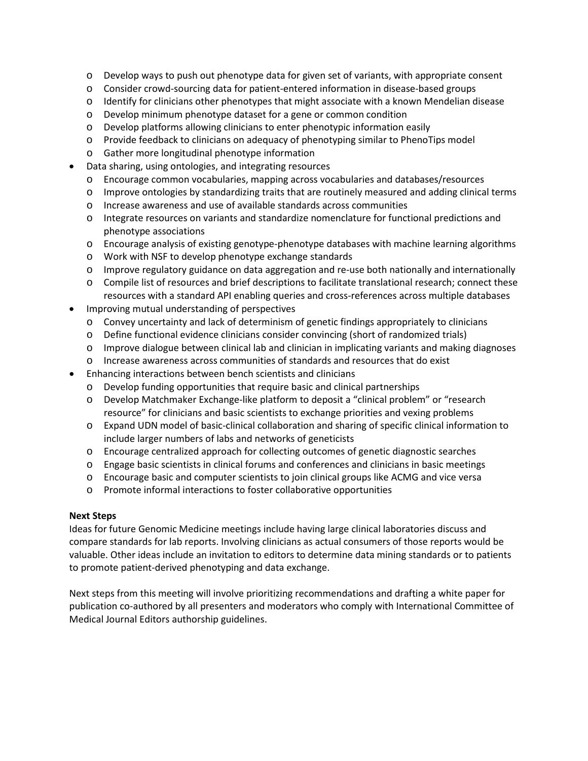- Develop ways to push out phenotype data for given set of variants, with appropriate consent
  - Consider crowd-sourcing data for patient-entered information in disease-based groups
  - Identify for clinicians other phenotypes that might associate with a known Mendelian disease
  - Develop minimum phenotype dataset for a gene or common condition
  - Develop platforms allowing clinicians to enter phenotypic information easily
  - Provide feedback to clinicians on adequacy of phenotyping similar to PhenoTips model
  - Gather more longitudinal phenotype information
- Data sharing, using ontologies, and integrating resources
  - Encourage common vocabularies, mapping across vocabularies and databases/resources
  - Improve ontologies by standardizing traits that are routinely measured and adding clinical terms
  - Increase awareness and use of available standards across communities
  - Integrate resources on variants and standardize nomenclature for functional predictions and phenotype associations
  - Encourage analysis of existing genotype-phenotype databases with machine learning algorithms
  - Work with NSF to develop phenotype exchange standards
  - Improve regulatory guidance on data aggregation and re-use both nationally and internationally
  - Compile list of resources and brief descriptions to facilitate translational research; connect these resources with a standard API enabling queries and cross-references across multiple databases
- Improving mutual understanding of perspectives
  - Convey uncertainty and lack of determinism of genetic findings appropriately to clinicians
  - Define functional evidence clinicians consider convincing (short of randomized trials)
  - Improve dialogue between clinical lab and clinician in implicating variants and making diagnoses
  - Increase awareness across communities of standards and resources that do exist
- Enhancing interactions between bench scientists and clinicians
  - Develop funding opportunities that require basic and clinical partnerships
  - Develop Matchmaker Exchange-like platform to deposit a "clinical problem" or "research resource" for clinicians and basic scientists to exchange priorities and vexing problems
  - Expand UDN model of basic-clinical collaboration and sharing of specific clinical information to include larger numbers of labs and networks of geneticists
  - Encourage centralized approach for collecting outcomes of genetic diagnostic searches
  - Engage basic scientists in clinical forums and conferences and clinicians in basic meetings
  - Encourage basic and computer scientists to join clinical groups like ACMG and vice versa
  - Promote informal interactions to foster collaborative opportunities

**Next Steps**

Ideas for future Genomic Medicine meetings include having large clinical laboratories discuss and compare standards for lab reports. Involving clinicians as actual consumers of those reports would be valuable. Other ideas include an invitation to editors to determine data mining standards or to patients to promote patient-derived phenotyping and data exchange.

Next steps from this meeting will involve prioritizing recommendations and drafting a white paper for publication co-authored by all presenters and moderators who comply with International Committee of Medical Journal Editors authorship guidelines.